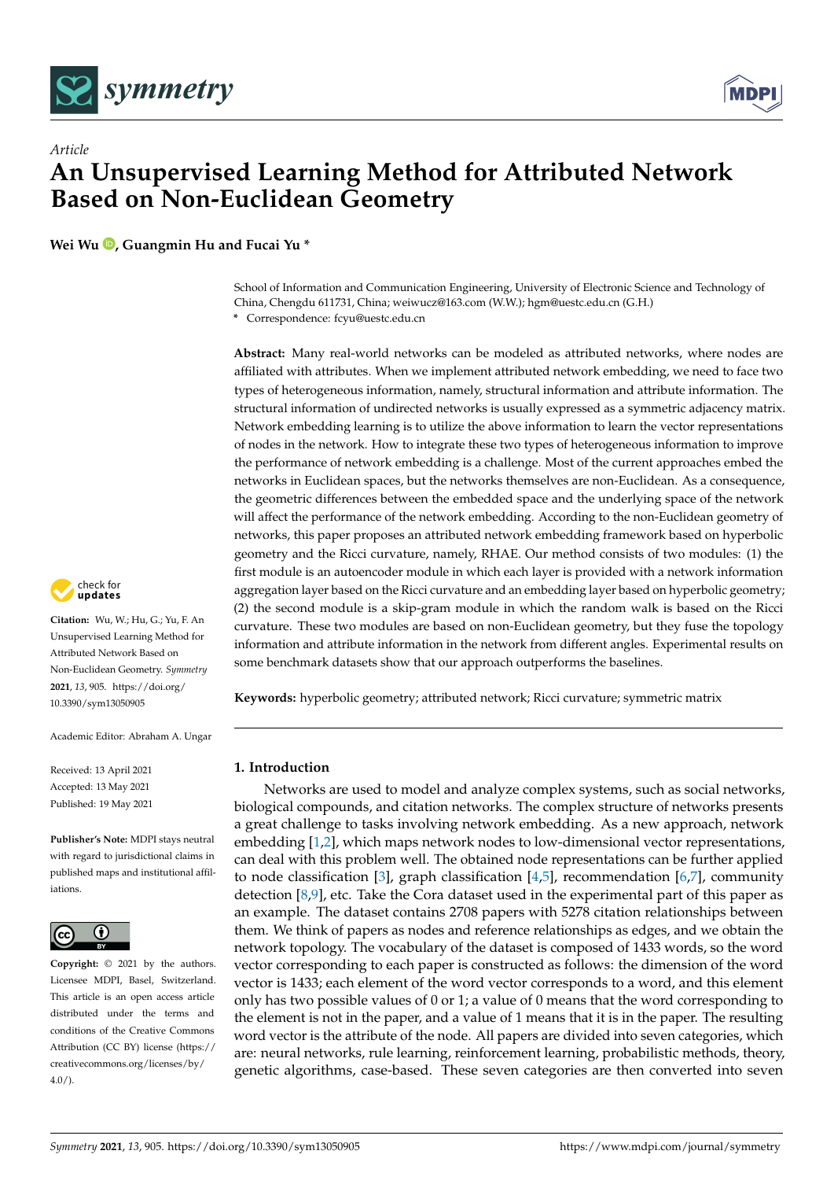*Article*

# An Unsupervised Learning Method for Attributed Network Based on Non-Euclidean Geometry

**Wei Wu, Guangmin Hu and Fucai Yu ***

School of Information and Communication Engineering, University of Electronic Science and Technology of China, Chengdu 611731, China; weiwucz@163.com (W.W.); hgm@uestc.edu.cn (G.H.)
* Correspondence: fcyu@uestc.edu.cn

**Abstract:** Many real-world networks can be modeled as attributed networks, where nodes are affiliated with attributes. When we implement attributed network embedding, we need to face two types of heterogeneous information, namely, structural information and attribute information. The structural information of undirected networks is usually expressed as a symmetric adjacency matrix. Network embedding learning is to utilize the above information to learn the vector representations of nodes in the network. How to integrate these two types of heterogeneous information to improve the performance of network embedding is a challenge. Most of the current approaches embed the networks in Euclidean spaces, but the networks themselves are non-Euclidean. As a consequence, the geometric differences between the embedded space and the underlying space of the network will affect the performance of the network embedding. According to the non-Euclidean geometry of networks, this paper proposes an attributed network embedding framework based on hyperbolic geometry and the Ricci curvature, namely, RHAE. Our method consists of two modules: (1) the first module is an autoencoder module in which each layer is provided with a network information aggregation layer based on the Ricci curvature and an embedding layer based on hyperbolic geometry; (2) the second module is a skip-gram module in which the random walk is based on the Ricci curvature. These two modules are based on non-Euclidean geometry, but they fuse the topology information and attribute information in the network from different angles. Experimental results on some benchmark datasets show that our approach outperforms the baselines.

**Keywords:** hyperbolic geometry; attributed network; Ricci curvature; symmetric matrix

**Citation:** Wu, W.; Hu, G.; Yu, F. An Unsupervised Learning Method for Attributed Network Based on Non-Euclidean Geometry. *Symmetry* **2021**, *13*, 905. https://doi.org/10.3390/sym13050905

Academic Editor: Abraham A. Ungar

Received: 13 April 2021
Accepted: 13 May 2021
Published: 19 May 2021

**Publisher's Note:** MDPI stays neutral with regard to jurisdictional claims in published maps and institutional affiliations.

**Copyright:** © 2021 by the authors. Licensee MDPI, Basel, Switzerland. This article is an open access article distributed under the terms and conditions of the Creative Commons Attribution (CC BY) license (https://creativecommons.org/licenses/by/4.0/).

## 1. Introduction

Networks are used to model and analyze complex systems, such as social networks, biological compounds, and citation networks. The complex structure of networks presents a great challenge to tasks involving network embedding. As a new approach, network embedding [1,2], which maps network nodes to low-dimensional vector representations, can deal with this problem well. The obtained node representations can be further applied to node classification [3], graph classification [4,5], recommendation [6,7], community detection [8,9], etc. Take the Cora dataset used in the experimental part of this paper as an example. The dataset contains 2708 papers with 5278 citation relationships between them. We think of papers as nodes and reference relationships as edges, and we obtain the network topology. The vocabulary of the dataset is composed of 1433 words, so the word vector corresponding to each paper is constructed as follows: the dimension of the word vector is 1433; each element of the word vector corresponds to a word, and this element only has two possible values of 0 or 1; a value of 0 means that the word corresponding to the element is not in the paper, and a value of 1 means that it is in the paper. The resulting word vector is the attribute of the node. All papers are divided into seven categories, which are: neural networks, rule learning, reinforcement learning, probabilistic methods, theory, genetic algorithms, case-based. These seven categories are then converted into seven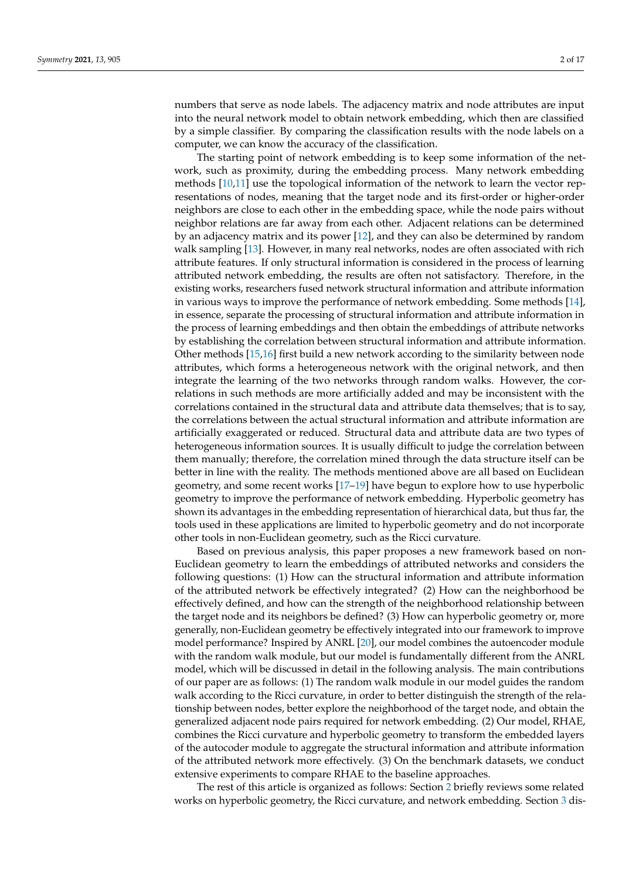numbers that serve as node labels. The adjacency matrix and node attributes are input into the neural network model to obtain network embedding, which then are classified by a simple classifier. By comparing the classification results with the node labels on a computer, we can know the accuracy of the classification.

The starting point of network embedding is to keep some information of the network, such as proximity, during the embedding process. Many network embedding methods [10,11] use the topological information of the network to learn the vector representations of nodes, meaning that the target node and its first-order or higher-order neighbors are close to each other in the embedding space, while the node pairs without neighbor relations are far away from each other. Adjacent relations can be determined by an adjacency matrix and its power [12], and they can also be determined by random walk sampling [13]. However, in many real networks, nodes are often associated with rich attribute features. If only structural information is considered in the process of learning attributed network embedding, the results are often not satisfactory. Therefore, in the existing works, researchers fused network structural information and attribute information in various ways to improve the performance of network embedding. Some methods [14], in essence, separate the processing of structural information and attribute information in the process of learning embeddings and then obtain the embeddings of attribute networks by establishing the correlation between structural information and attribute information. Other methods [15,16] first build a new network according to the similarity between node attributes, which forms a heterogeneous network with the original network, and then integrate the learning of the two networks through random walks. However, the correlations in such methods are more artificially added and may be inconsistent with the correlations contained in the structural data and attribute data themselves; that is to say, the correlations between the actual structural information and attribute information are artificially exaggerated or reduced. Structural data and attribute data are two types of heterogeneous information sources. It is usually difficult to judge the correlation between them manually; therefore, the correlation mined through the data structure itself can be better in line with the reality. The methods mentioned above are all based on Euclidean geometry, and some recent works [17–19] have begun to explore how to use hyperbolic geometry to improve the performance of network embedding. Hyperbolic geometry has shown its advantages in the embedding representation of hierarchical data, but thus far, the tools used in these applications are limited to hyperbolic geometry and do not incorporate other tools in non-Euclidean geometry, such as the Ricci curvature.

Based on previous analysis, this paper proposes a new framework based on non-Euclidean geometry to learn the embeddings of attributed networks and considers the following questions: (1) How can the structural information and attribute information of the attributed network be effectively integrated? (2) How can the neighborhood be effectively defined, and how can the strength of the neighborhood relationship between the target node and its neighbors be defined? (3) How can hyperbolic geometry or, more generally, non-Euclidean geometry be effectively integrated into our framework to improve model performance? Inspired by ANRL [20], our model combines the autoencoder module with the random walk module, but our model is fundamentally different from the ANRL model, which will be discussed in detail in the following analysis. The main contributions of our paper are as follows: (1) The random walk module in our model guides the random walk according to the Ricci curvature, in order to better distinguish the strength of the relationship between nodes, better explore the neighborhood of the target node, and obtain the generalized adjacent node pairs required for network embedding. (2) Our model, RHAE, combines the Ricci curvature and hyperbolic geometry to transform the embedded layers of the autocoder module to aggregate the structural information and attribute information of the attributed network more effectively. (3) On the benchmark datasets, we conduct extensive experiments to compare RHAE to the baseline approaches.

The rest of this article is organized as follows: Section 2 briefly reviews some related works on hyperbolic geometry, the Ricci curvature, and network embedding. Section 3 dis-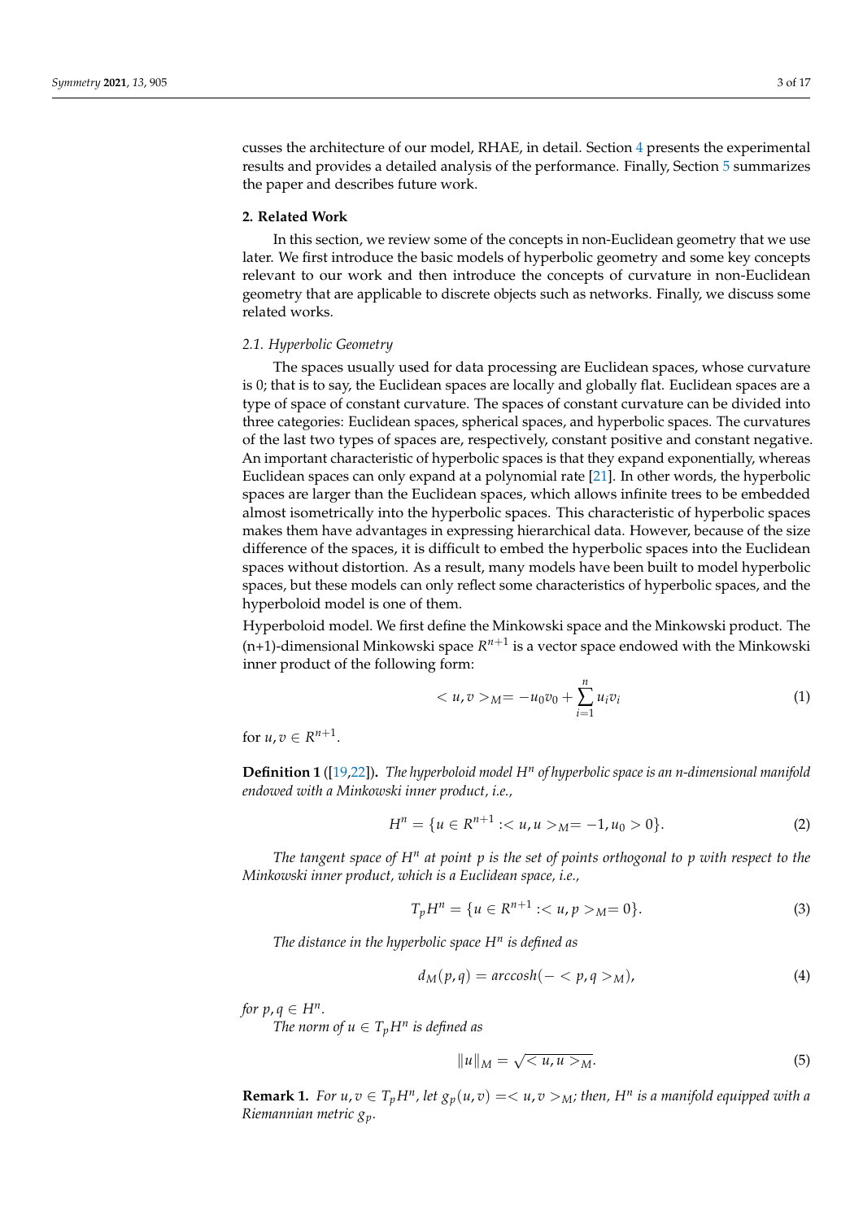cusses the architecture of our model, RHAE, in detail. Section 4 presents the experimental results and provides a detailed analysis of the performance. Finally, Section 5 summarizes the paper and describes future work.

## 2. Related Work

In this section, we review some of the concepts in non-Euclidean geometry that we use later. We first introduce the basic models of hyperbolic geometry and some key concepts relevant to our work and then introduce the concepts of curvature in non-Euclidean geometry that are applicable to discrete objects such as networks. Finally, we discuss some related works.

### 2.1. Hyperbolic Geometry

The spaces usually used for data processing are Euclidean spaces, whose curvature is 0; that is to say, the Euclidean spaces are locally and globally flat. Euclidean spaces are a type of space of constant curvature. The spaces of constant curvature can be divided into three categories: Euclidean spaces, spherical spaces, and hyperbolic spaces. The curvatures of the last two types of spaces are, respectively, constant positive and constant negative. An important characteristic of hyperbolic spaces is that they expand exponentially, whereas Euclidean spaces can only expand at a polynomial rate [21]. In other words, the hyperbolic spaces are larger than the Euclidean spaces, which allows infinite trees to be embedded almost isometrically into the hyperbolic spaces. This characteristic of hyperbolic spaces makes them have advantages in expressing hierarchical data. However, because of the size difference of the spaces, it is difficult to embed the hyperbolic spaces into the Euclidean spaces without distortion. As a result, many models have been built to model hyperbolic spaces, but these models can only reflect some characteristics of hyperbolic spaces, and the hyperboloid model is one of them.

Hyperboloid model. We first define the Minkowski space and the Minkowski product. The (n+1)-dimensional Minkowski space $R^{n+1}$ is a vector space endowed with the Minkowski inner product of the following form:

$$< u, v >_M = -u_0 v_0 + \sum_{i=1}^{n} u_i v_i \tag{1}$$

for $u, v \in R^{n+1}$.

**Definition 1** ([19,22])**.** *The hyperboloid model $H^n$ of hyperbolic space is an n-dimensional manifold endowed with a Minkowski inner product, i.e.,*

$$H^n = \{u \in R^{n+1} : < u, u >_M = -1, u_0 > 0\}. \tag{2}$$

*The tangent space of $H^n$ at point $p$ is the set of points orthogonal to $p$ with respect to the Minkowski inner product, which is a Euclidean space, i.e.,*

$$T_p H^n = \{u \in R^{n+1} : < u, p >_M = 0\}. \tag{3}$$

*The distance in the hyperbolic space $H^n$ is defined as*

$$d_M(p, q) = arccosh(- < p, q >_M), \tag{4}$$

*for $p, q \in H^n$.*

*The norm of $u \in T_p H^n$ is defined as*

$$\|u\|_M = \sqrt{< u, u >_M}. \tag{5}$$

**Remark 1.** *For $u, v \in T_p H^n$, let $g_p(u, v) = < u, v >_M$; then, $H^n$ is a manifold equipped with a Riemannian metric $g_p$.*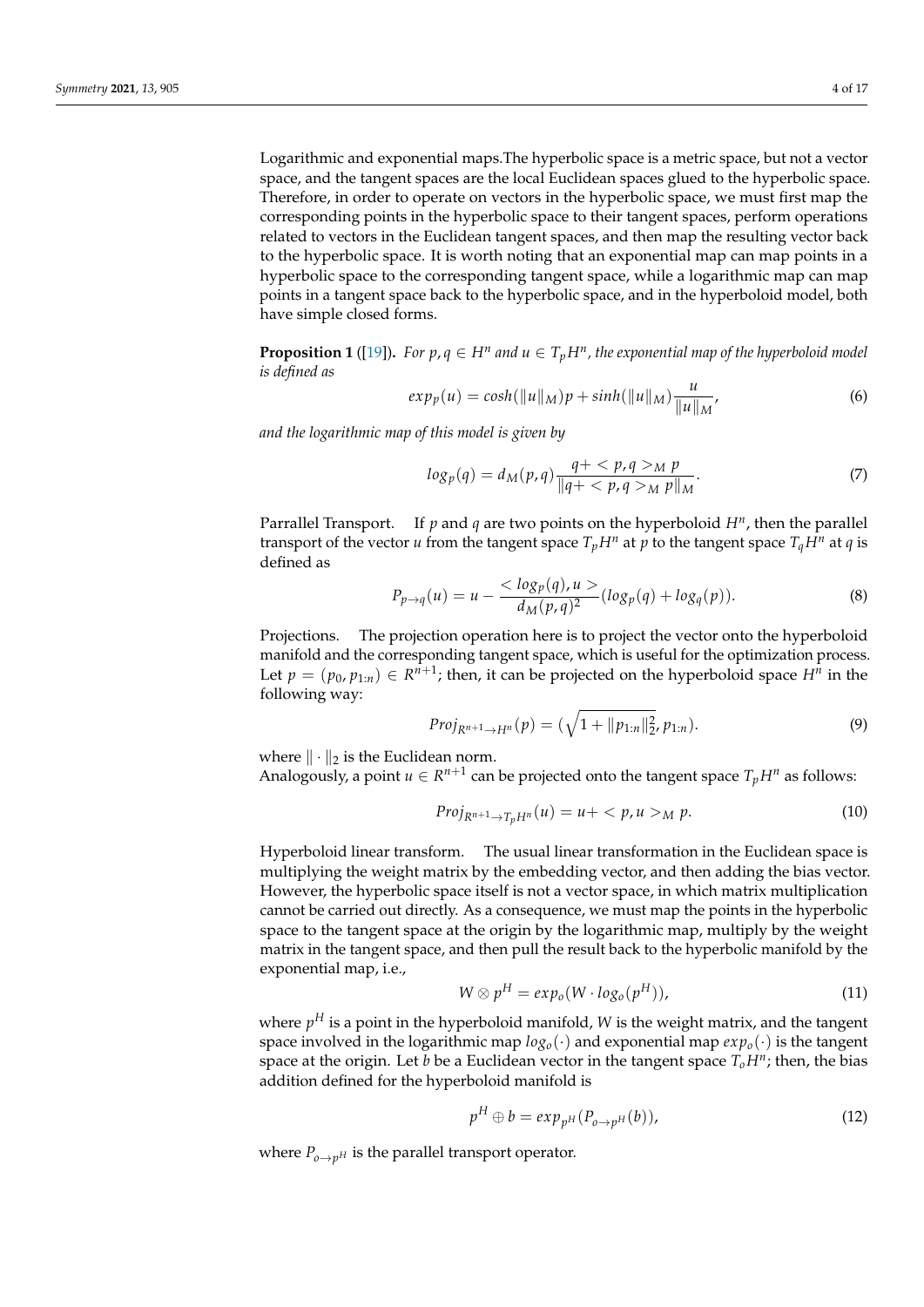Logarithmic and exponential maps.The hyperbolic space is a metric space, but not a vector space, and the tangent spaces are the local Euclidean spaces glued to the hyperbolic space. Therefore, in order to operate on vectors in the hyperbolic space, we must first map the corresponding points in the hyperbolic space to their tangent spaces, perform operations related to vectors in the Euclidean tangent spaces, and then map the resulting vector back to the hyperbolic space. It is worth noting that an exponential map can map points in a hyperbolic space to the corresponding tangent space, while a logarithmic map can map points in a tangent space back to the hyperbolic space, and in the hyperboloid model, both have simple closed forms.

**Proposition 1** ([19])**.** *For $p, q \in H^n$ and $u \in T_pH^n$, the exponential map of the hyperboloid model is defined as*

$$exp_p(u) = cosh(\|u\|_M)p + sinh(\|u\|_M)\frac{u}{\|u\|_M}, \tag{6}$$

*and the logarithmic map of this model is given by*

$$log_p(q) = d_M(p,q)\frac{q+ < p,q >_M p}{\|q+ < p,q >_M p\|_M}. \tag{7}$$

Parralel Transport. If $p$ and $q$ are two points on the hyperboloid $H^n$, then the parallel transport of the vector $u$ from the tangent space $T_pH^n$ at $p$ to the tangent space $T_qH^n$ at $q$ is defined as

$$P_{p \to q}(u) = u - \frac{< log_p(q), u >}{d_M(p,q)^2}(log_p(q) + log_q(p)). \tag{8}$$

Projections. The projection operation here is to project the vector onto the hyperboloid manifold and the corresponding tangent space, which is useful for the optimization process. Let $p = (p_0, p_{1:n}) \in R^{n+1}$; then, it can be projected on the hyperboloid space $H^n$ in the following way:

$$Proj_{R^{n+1} \to H^n}(p) = (\sqrt{1 + \|p_{1:n}\|_2^2}, p_{1:n}). \tag{9}$$

where $\| \cdot \|_2$ is the Euclidean norm.
Analogously, a point $u \in R^{n+1}$ can be projected onto the tangent space $T_pH^n$ as follows:

$$Proj_{R^{n+1} \to T_pH^n}(u) = u+ < p, u >_M p. \tag{10}$$

Hyperboloid linear transform. The usual linear transformation in the Euclidean space is multiplying the weight matrix by the embedding vector, and then adding the bias vector. However, the hyperbolic space itself is not a vector space, in which matrix multiplication cannot be carried out directly. As a consequence, we must map the points in the hyperbolic space to the tangent space at the origin by the logarithmic map, multiply by the weight matrix in the tangent space, and then pull the result back to the hyperbolic manifold by the exponential map, i.e.,

$$W \otimes p^H = exp_o(W \cdot log_o(p^H)), \tag{11}$$

where $p^H$ is a point in the hyperboloid manifold, $W$ is the weight matrix, and the tangent space involved in the logarithmic map $log_o(\cdot)$ and exponential map $exp_o(\cdot)$ is the tangent space at the origin. Let $b$ be a Euclidean vector in the tangent space $T_oH^n$; then, the bias addition defined for the hyperboloid manifold is

$$p^H \oplus b = exp_{p^H}(P_{o \to p^H}(b)), \tag{12}$$

where $P_{o \to p^H}$ is the parallel transport operator.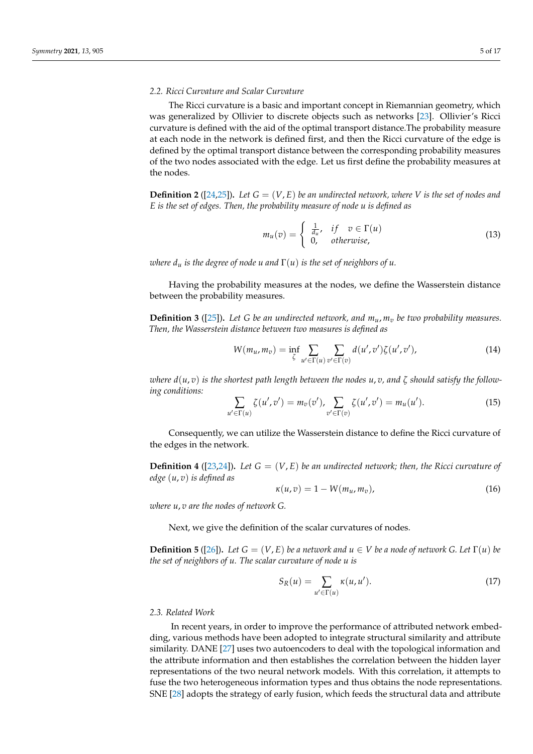### 2.2. Ricci Curvature and Scalar Curvature

The Ricci curvature is a basic and important concept in Riemannian geometry, which was generalized by Ollivier to discrete objects such as networks [23]. Ollivier's Ricci curvature is defined with the aid of the optimal transport distance.The probability measure at each node in the network is defined first, and then the Ricci curvature of the edge is defined by the optimal transport distance between the corresponding probability measures of the two nodes associated with the edge. Let us first define the probability measures at the nodes.

**Definition 2** ([24,25])**.** *Let $G = (V, E)$ be an undirected network, where $V$ is the set of nodes and $E$ is the set of edges. Then, the probability measure of node $u$ is defined as*

$$m_u(v) = \begin{cases} \frac{1}{d_u}, & if \quad v \in \Gamma(u) \\ 0, & otherwise, \end{cases} \tag{13}$$

*where $d_u$ is the degree of node $u$ and $\Gamma(u)$ is the set of neighbors of $u$.*

Having the probability measures at the nodes, we define the Wasserstein distance between the probability measures.

**Definition 3** ([25])**.** *Let $G$ be an undirected network, and $m_u, m_v$ be two probability measures. Then, the Wasserstein distance between two measures is defined as*

$$W(m_u, m_v) = \inf_{\zeta} \sum_{u' \in \Gamma(u)} \sum_{v' \in \Gamma(v)} d(u', v')\zeta(u', v'), \tag{14}$$

*where $d(u, v)$ is the shortest path length between the nodes $u, v$, and $\zeta$ should satisfy the following conditions:*

$$\sum_{u' \in \Gamma(u)} \zeta(u', v') = m_v(v'), \sum_{v' \in \Gamma(v)} \zeta(u', v') = m_u(u'). \tag{15}$$

Consequently, we can utilize the Wasserstein distance to define the Ricci curvature of the edges in the network.

**Definition 4** ([23,24])**.** *Let $G = (V, E)$ be an undirected network; then, the Ricci curvature of edge $(u, v)$ is defined as*

$$\kappa(u, v) = 1 - W(m_u, m_v), \tag{16}$$

*where $u, v$ are the nodes of network $G$.*

Next, we give the definition of the scalar curvatures of nodes.

**Definition 5** ([26])**.** *Let $G = (V, E)$ be a network and $u \in V$ be a node of network $G$. Let $\Gamma(u)$ be the set of neighbors of $u$. The scalar curvature of node $u$ is*

$$S_R(u) = \sum_{u' \in \Gamma(u)} \kappa(u, u'). \tag{17}$$

### 2.3. Related Work

In recent years, in order to improve the performance of attributed network embedding, various methods have been adopted to integrate structural similarity and attribute similarity. DANE [27] uses two autoencoders to deal with the topological information and the attribute information and then establishes the correlation between the hidden layer representations of the two neural network models. With this correlation, it attempts to fuse the two heterogeneous information types and thus obtains the node representations. SNE [28] adopts the strategy of early fusion, which feeds the structural data and attribute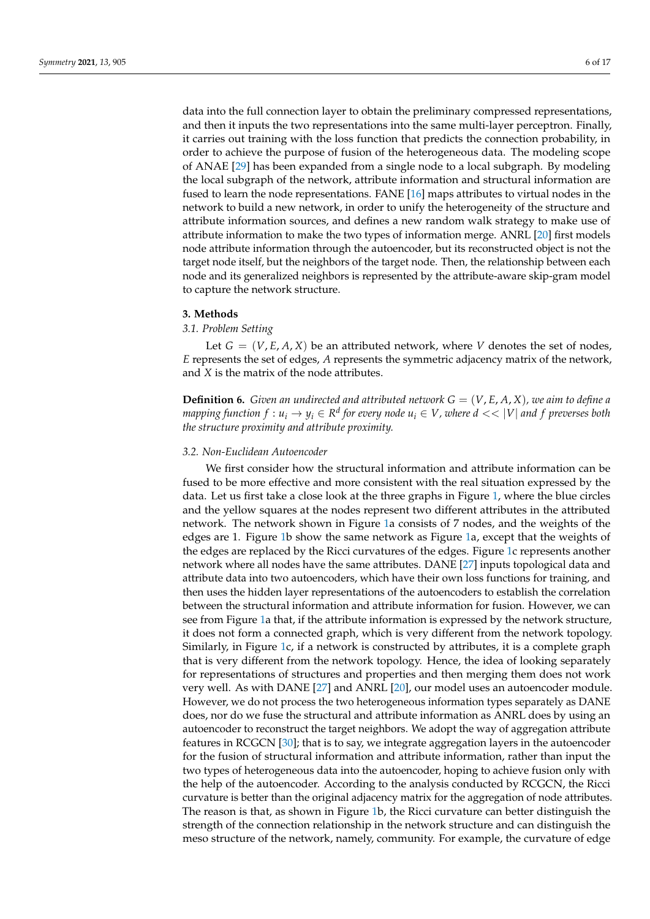data into the full connection layer to obtain the preliminary compressed representations, and then it inputs the two representations into the same multi-layer perceptron. Finally, it carries out training with the loss function that predicts the connection probability, in order to achieve the purpose of fusion of the heterogeneous data. The modeling scope of ANAE [29] has been expanded from a single node to a local subgraph. By modeling the local subgraph of the network, attribute information and structural information are fused to learn the node representations. FANE [16] maps attributes to virtual nodes in the network to build a new network, in order to unify the heterogeneity of the structure and attribute information sources, and defines a new random walk strategy to make use of attribute information to make the two types of information merge. ANRL [20] first models node attribute information through the autoencoder, but its reconstructed object is not the target node itself, but the neighbors of the target node. Then, the relationship between each node and its generalized neighbors is represented by the attribute-aware skip-gram model to capture the network structure.

## 3. Methods

### 3.1. Problem Setting

Let $G = (V, E, A, X)$ be an attributed network, where $V$ denotes the set of nodes, $E$ represents the set of edges, $A$ represents the symmetric adjacency matrix of the network, and $X$ is the matrix of the node attributes.

**Definition 6.** *Given an undirected and attributed network $G = (V, E, A, X)$, we aim to define a mapping function $f : u_i \rightarrow y_i \in R^d$ for every node $u_i \in V$, where $d << |V|$ and $f$ preverses both the structure proximity and attribute proximity.*

### 3.2. Non-Euclidean Autoencoder

We first consider how the structural information and attribute information can be fused to be more effective and more consistent with the real situation expressed by the data. Let us first take a close look at the three graphs in Figure 1, where the blue circles and the yellow squares at the nodes represent two different attributes in the attributed network. The network shown in Figure 1a consists of 7 nodes, and the weights of the edges are 1. Figure 1b show the same network as Figure 1a, except that the weights of the edges are replaced by the Ricci curvatures of the edges. Figure 1c represents another network where all nodes have the same attributes. DANE [27] inputs topological data and attribute data into two autoencoders, which have their own loss functions for training, and then uses the hidden layer representations of the autoencoders to establish the correlation between the structural information and attribute information for fusion. However, we can see from Figure 1a that, if the attribute information is expressed by the network structure, it does not form a connected graph, which is very different from the network topology. Similarly, in Figure 1c, if a network is constructed by attributes, it is a complete graph that is very different from the network topology. Hence, the idea of looking separately for representations of structures and properties and then merging them does not work very well. As with DANE [27] and ANRL [20], our model uses an autoencoder module. However, we do not process the two heterogeneous information types separately as DANE does, nor do we fuse the structural and attribute information as ANRL does by using an autoencoder to reconstruct the target neighbors. We adopt the way of aggregation attribute features in RCGCN [30]; that is to say, we integrate aggregation layers in the autoencoder for the fusion of structural information and attribute information, rather than input the two types of heterogeneous data into the autoencoder, hoping to achieve fusion only with the help of the autoencoder. According to the analysis conducted by RCGCN, the Ricci curvature is better than the original adjacency matrix for the aggregation of node attributes. The reason is that, as shown in Figure 1b, the Ricci curvature can better distinguish the strength of the connection relationship in the network structure and can distinguish the meso structure of the network, namely, community. For example, the curvature of edge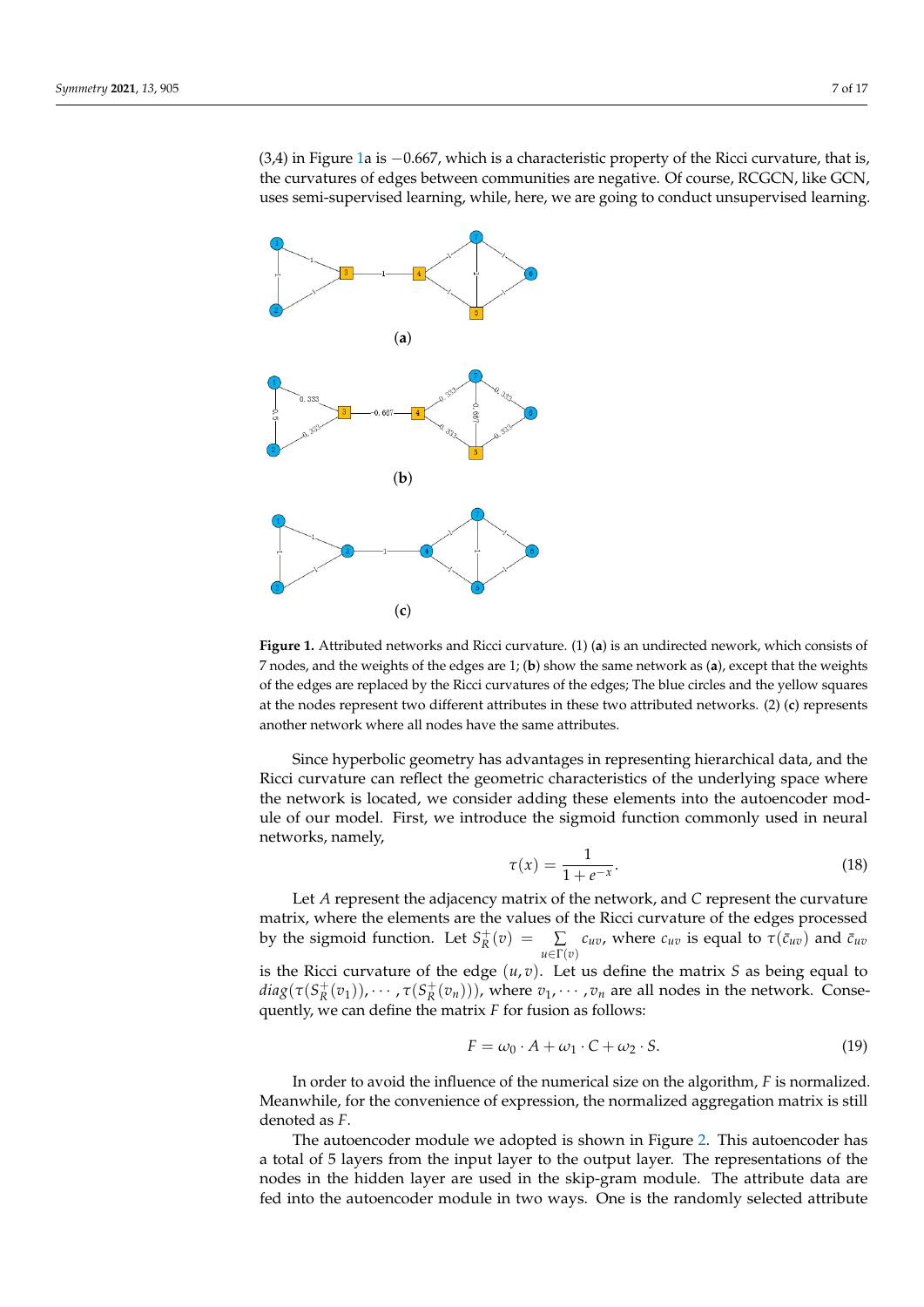(3,4) in Figure 1a is −0.667, which is a characteristic property of the Ricci curvature, that is, the curvatures of edges between communities are negative. Of course, RCGCN, like GCN, uses semi-supervised learning, while, here, we are going to conduct unsupervised learning.

(**a**)

(**b**)

(**c**)

**Figure 1.** Attributed networks and Ricci curvature. (1) (**a**) is an undirected nework, which consists of 7 nodes, and the weights of the edges are 1; (**b**) show the same network as (**a**), except that the weights of the edges are replaced by the Ricci curvatures of the edges; The blue circles and the yellow squares at the nodes represent two different attributes in these two attributed networks. (2) (**c**) represents another network where all nodes have the same attributes.

Since hyperbolic geometry has advantages in representing hierarchical data, and the Ricci curvature can reflect the geometric characteristics of the underlying space where the network is located, we consider adding these elements into the autoencoder module of our model. First, we introduce the sigmoid function commonly used in neural networks, namely,

$$\tau(x) = \frac{1}{1 + e^{-x}}. \tag{18}$$

Let $A$ represent the adjacency matrix of the network, and $C$ represent the curvature matrix, where the elements are the values of the Ricci curvature of the edges processed by the sigmoid function. Let $S_R^+(v) = \sum_{u \in \Gamma(v)} c_{uv}$, where $c_{uv}$ is equal to $\tau(\bar{c}_{uv})$ and $\bar{c}_{uv}$ is the Ricci curvature of the edge $(u, v)$. Let us define the matrix $S$ as being equal to $diag(\tau(S_R^+(v_1)), \cdots, \tau(S_R^+(v_n)))$, where $v_1, \cdots, v_n$ are all nodes in the network. Consequently, we can define the matrix $F$ for fusion as follows:

$$F = \omega_0 \cdot A + \omega_1 \cdot C + \omega_2 \cdot S. \tag{19}$$

In order to avoid the influence of the numerical size on the algorithm, $F$ is normalized. Meanwhile, for the convenience of expression, the normalized aggregation matrix is still denoted as $F$.

The autoencoder module we adopted is shown in Figure 2. This autoencoder has a total of 5 layers from the input layer to the output layer. The representations of the nodes in the hidden layer are used in the skip-gram module. The attribute data are fed into the autoencoder module in two ways. One is the randomly selected attribute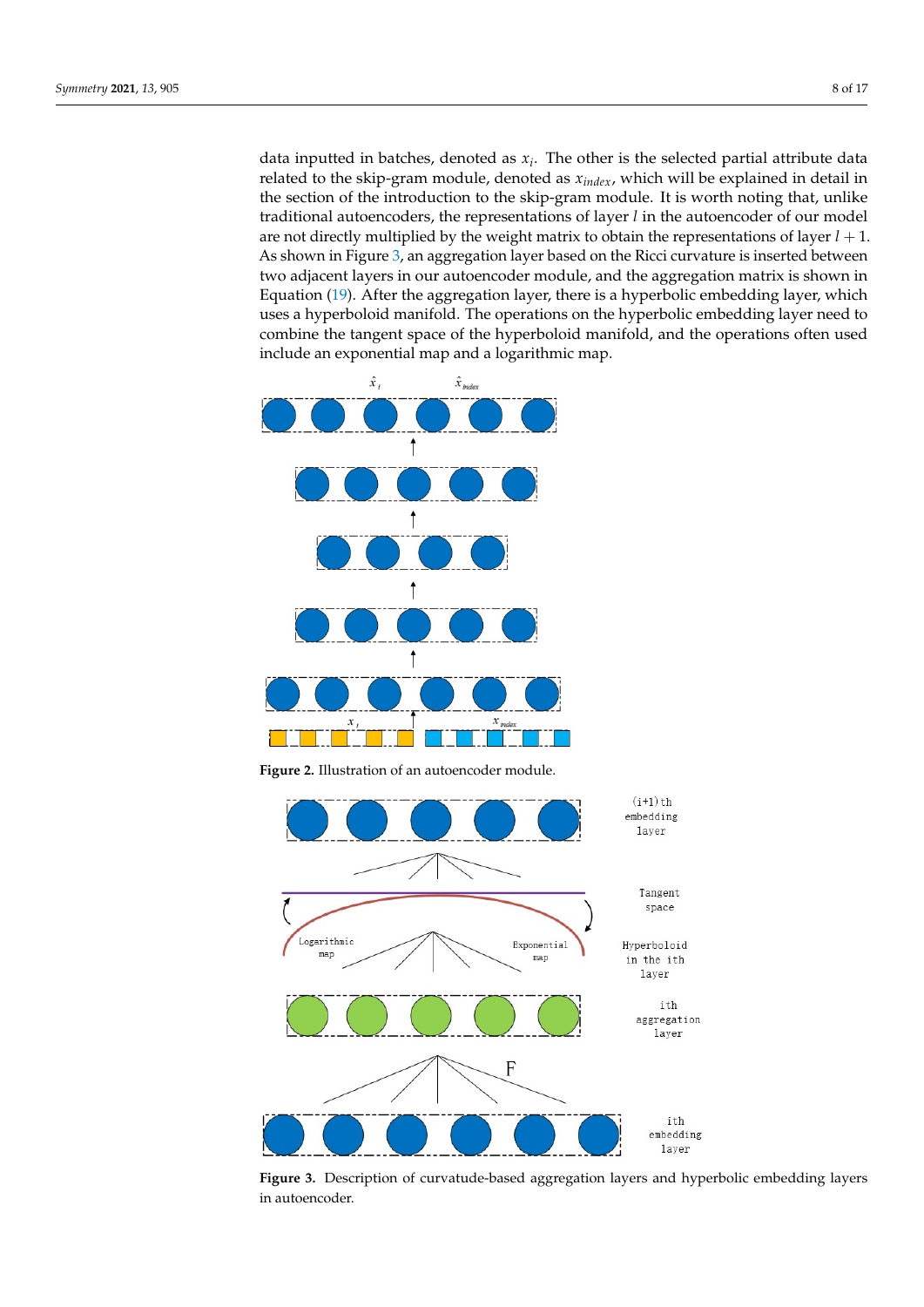data inputted in batches, denoted as $x_i$. The other is the selected partial attribute data related to the skip-gram module, denoted as $x_{index}$, which will be explained in detail in the section of the introduction to the skip-gram module. It is worth noting that, unlike traditional autoencoders, the representations of layer $l$ in the autoencoder of our model are not directly multiplied by the weight matrix to obtain the representations of layer $l+1$. As shown in Figure 3, an aggregation layer based on the Ricci curvature is inserted between two adjacent layers in our autoencoder module, and the aggregation matrix is shown in Equation (19). After the aggregation layer, there is a hyperbolic embedding layer, which uses a hyperboloid manifold. The operations on the hyperbolic embedding layer need to combine the tangent space of the hyperboloid manifold, and the operations often used include an exponential map and a logarithmic map.

**Figure 2.** Illustration of an autoencoder module.

**Figure 3.** Description of curvatude-based aggregation layers and hyperbolic embedding layers in autoencoder.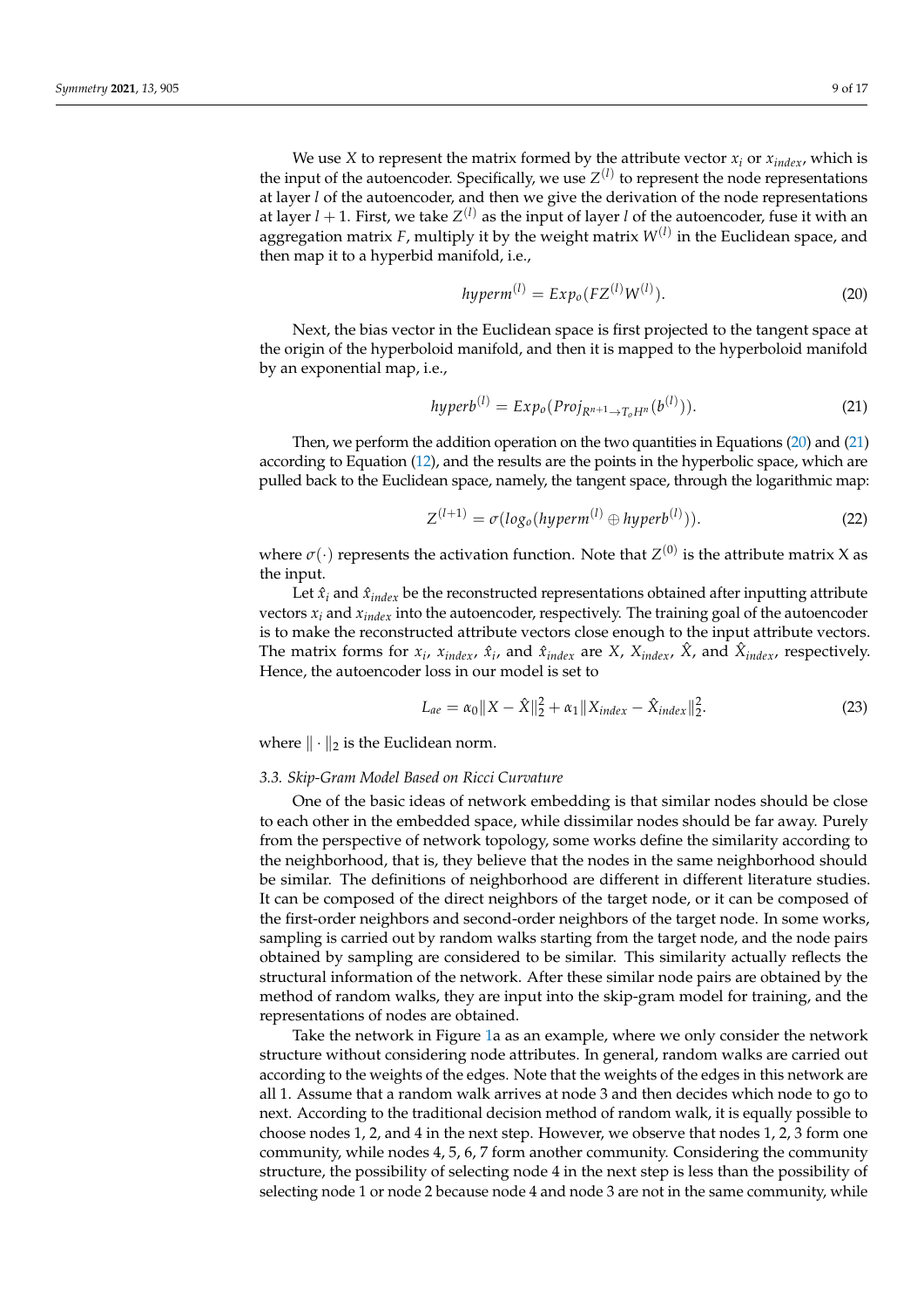We use $X$ to represent the matrix formed by the attribute vector $x_i$ or $x_{index}$, which is the input of the autoencoder. Specifically, we use $Z^{(l)}$ to represent the node representations at layer $l$ of the autoencoder, and then we give the derivation of the node representations at layer $l+1$. First, we take $Z^{(l)}$ as the input of layer $l$ of the autoencoder, fuse it with an aggregation matrix $F$, multiply it by the weight matrix $W^{(l)}$ in the Euclidean space, and then map it to a hyperbid manifold, i.e.,

$$hyperm^{(l)} = Exp_o(FZ^{(l)}W^{(l)}). \tag{20}$$

Next, the bias vector in the Euclidean space is first projected to the tangent space at the origin of the hyperboloid manifold, and then it is mapped to the hyperboloid manifold by an exponential map, i.e.,

$$hyperb^{(l)} = Exp_o(Proj_{R^{n+1} \to T_o H^n}(b^{(l)})). \tag{21}$$

Then, we perform the addition operation on the two quantities in Equations (20) and (21) according to Equation (12), and the results are the points in the hyperbolic space, which are pulled back to the Euclidean space, namely, the tangent space, through the logarithmic map:

$$Z^{(l+1)} = \sigma(log_o(hyperm^{(l)} \oplus hyperb^{(l)})). \tag{22}$$

where $\sigma(\cdot)$ represents the activation function. Note that $Z^{(0)}$ is the attribute matrix X as the input.

Let $\hat{x}_i$ and $\hat{x}_{index}$ be the reconstructed representations obtained after inputting attribute vectors $x_i$ and $x_{index}$ into the autoencoder, respectively. The training goal of the autoencoder is to make the reconstructed attribute vectors close enough to the input attribute vectors. The matrix forms for $x_i$, $x_{index}$, $\hat{x}_i$, and $\hat{x}_{index}$ are $X$, $X_{index}$, $\hat{X}$, and $\hat{X}_{index}$, respectively. Hence, the autoencoder loss in our model is set to

$$L_{ae} = \alpha_0 \|X - \hat{X}\|_2^2 + \alpha_1 \|X_{index} - \hat{X}_{index}\|_2^2. \tag{23}$$

where $\|\cdot\|_2$ is the Euclidean norm.

### 3.3. Skip-Gram Model Based on Ricci Curvature

One of the basic ideas of network embedding is that similar nodes should be close to each other in the embedded space, while dissimilar nodes should be far away. Purely from the perspective of network topology, some works define the similarity according to the neighborhood, that is, they believe that the nodes in the same neighborhood should be similar. The definitions of neighborhood are different in different literature studies. It can be composed of the direct neighbors of the target node, or it can be composed of the first-order neighbors and second-order neighbors of the target node. In some works, sampling is carried out by random walks starting from the target node, and the node pairs obtained by sampling are considered to be similar. This similarity actually reflects the structural information of the network. After these similar node pairs are obtained by the method of random walks, they are input into the skip-gram model for training, and the representations of nodes are obtained.

Take the network in Figure 1a as an example, where we only consider the network structure without considering node attributes. In general, random walks are carried out according to the weights of the edges. Note that the weights of the edges in this network are all 1. Assume that a random walk arrives at node 3 and then decides which node to go to next. According to the traditional decision method of random walk, it is equally possible to choose nodes 1, 2, and 4 in the next step. However, we observe that nodes 1, 2, 3 form one community, while nodes 4, 5, 6, 7 form another community. Considering the community structure, the possibility of selecting node 4 in the next step is less than the possibility of selecting node 1 or node 2 because node 4 and node 3 are not in the same community, while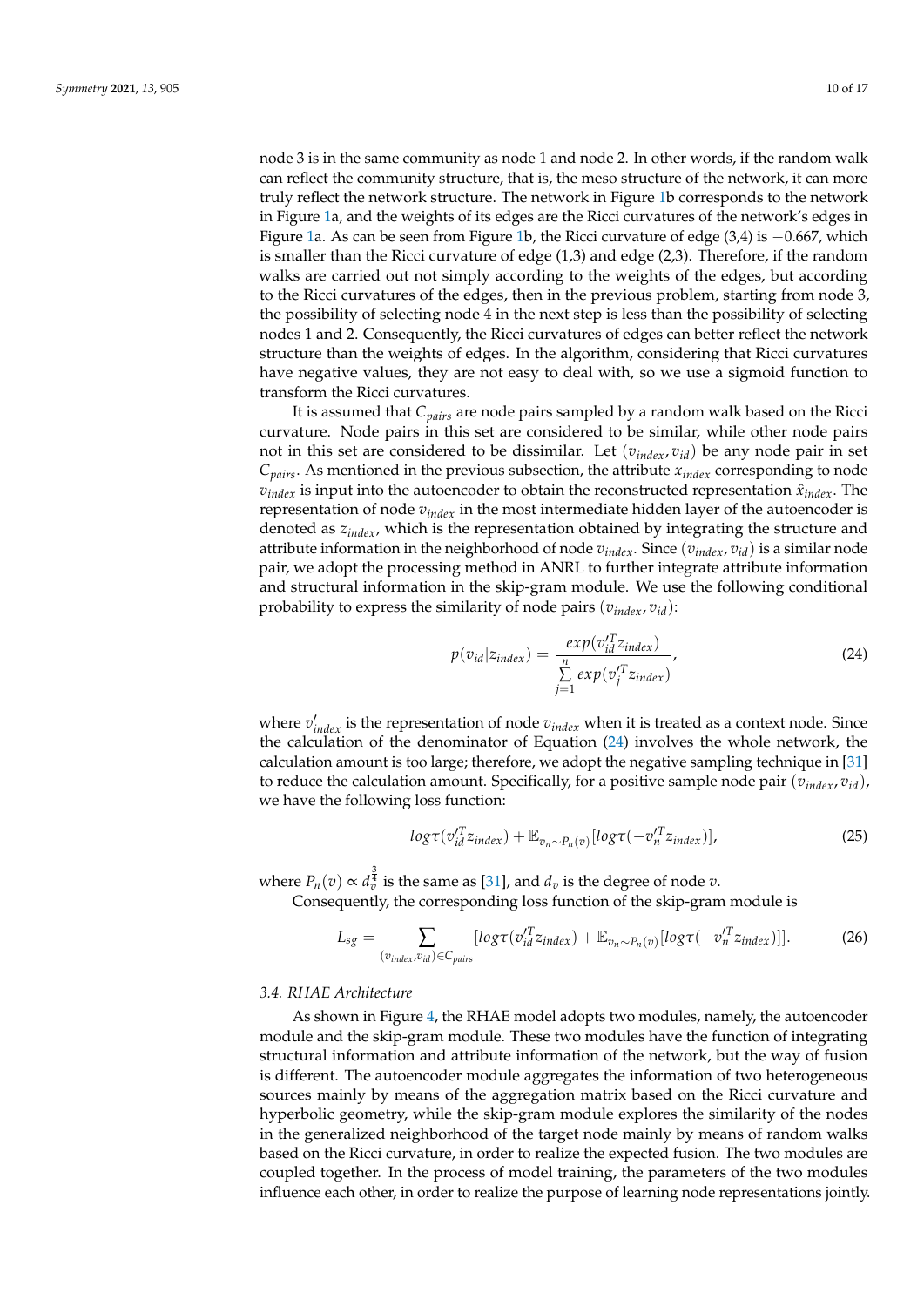node 3 is in the same community as node 1 and node 2. In other words, if the random walk can reflect the community structure, that is, the meso structure of the network, it can more truly reflect the network structure. The network in Figure 1b corresponds to the network in Figure 1a, and the weights of its edges are the Ricci curvatures of the network's edges in Figure 1a. As can be seen from Figure 1b, the Ricci curvature of edge (3,4) is $-0.667$, which is smaller than the Ricci curvature of edge (1,3) and edge (2,3). Therefore, if the random walks are carried out not simply according to the weights of the edges, but according to the Ricci curvatures of the edges, then in the previous problem, starting from node 3, the possibility of selecting node 4 in the next step is less than the possibility of selecting nodes 1 and 2. Consequently, the Ricci curvatures of edges can better reflect the network structure than the weights of edges. In the algorithm, considering that Ricci curvatures have negative values, they are not easy to deal with, so we use a sigmoid function to transform the Ricci curvatures.

It is assumed that $C_{pairs}$ are node pairs sampled by a random walk based on the Ricci curvature. Node pairs in this set are considered to be similar, while other node pairs not in this set are considered to be dissimilar. Let $(v_{index}, v_{id})$ be any node pair in set $C_{pairs}$. As mentioned in the previous subsection, the attribute $x_{index}$ corresponding to node $v_{index}$ is input into the autoencoder to obtain the reconstructed representation $\hat{x}_{index}$. The representation of node $v_{index}$ in the most intermediate hidden layer of the autoencoder is denoted as $z_{index}$, which is the representation obtained by integrating the structure and attribute information in the neighborhood of node $v_{index}$. Since $(v_{index}, v_{id})$ is a similar node pair, we adopt the processing method in ANRL to further integrate attribute information and structural information in the skip-gram module. We use the following conditional probability to express the similarity of node pairs $(v_{index}, v_{id})$:

$$p(v_{id}|z_{index}) = \frac{exp(v_{id}'^T z_{index})}{\sum_{j=1}^{n} exp(v_j'^T z_{index})}, \tag{24}$$

where $v'_{index}$ is the representation of node $v_{index}$ when it is treated as a context node. Since the calculation of the denominator of Equation (24) involves the whole network, the calculation amount is too large; therefore, we adopt the negative sampling technique in [31] to reduce the calculation amount. Specifically, for a positive sample node pair $(v_{index}, v_{id})$, we have the following loss function:

$$log\tau(v_{id}'^T z_{index}) + \mathbb{E}_{v_n \sim P_n(v)}[log\tau(-v_n'^T z_{index})], \tag{25}$$

where $P_n(v) \propto d_v^{\frac{3}{4}}$ is the same as [31], and $d_v$ is the degree of node $v$.

Consequently, the corresponding loss function of the skip-gram module is

$$L_{sg} = \sum_{(v_{index}, v_{id}) \in C_{pairs}} [log\tau(v_{id}'^T z_{index}) + \mathbb{E}_{v_n \sim P_n(v)}[log\tau(-v_n'^T z_{index})]]. \tag{26}$$

### 3.4. RHAE Architecture

As shown in Figure 4, the RHAE model adopts two modules, namely, the autoencoder module and the skip-gram module. These two modules have the function of integrating structural information and attribute information of the network, but the way of fusion is different. The autoencoder module aggregates the information of two heterogeneous sources mainly by means of the aggregation matrix based on the Ricci curvature and hyperbolic geometry, while the skip-gram module explores the similarity of the nodes in the generalized neighborhood of the target node mainly by means of random walks based on the Ricci curvature, in order to realize the expected fusion. The two modules are coupled together. In the process of model training, the parameters of the two modules influence each other, in order to realize the purpose of learning node representations jointly.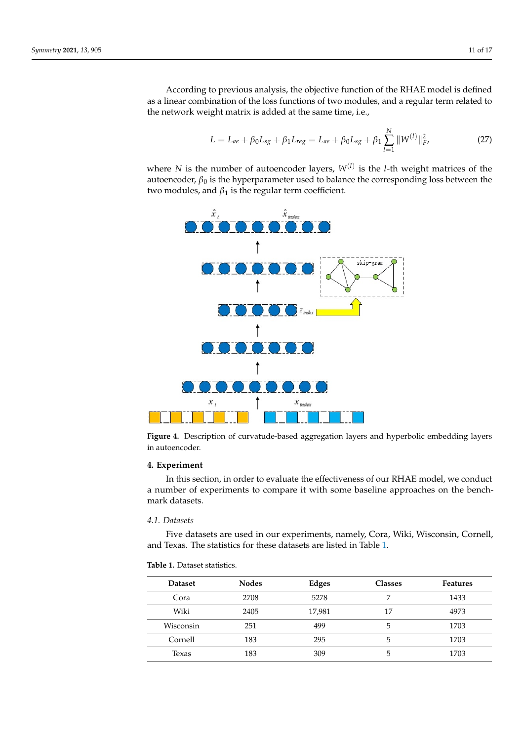According to previous analysis, the objective function of the RHAE model is defined as a linear combination of the loss functions of two modules, and a regular term related to the network weight matrix is added at the same time, i.e.,

$$L = L_{ae} + \beta_0 L_{sg} + \beta_1 L_{reg} = L_{ae} + \beta_0 L_{sg} + \beta_1 \sum_{l=1}^{N} \|W^{(l)}\|_F^2, \tag{27}$$

where $N$ is the number of autoencoder layers, $W^{(l)}$ is the $l$-th weight matrices of the autoencoder, $\beta_0$ is the hyperparameter used to balance the corresponding loss between the two modules, and $\beta_1$ is the regular term coefficient.

**Figure 4.** Description of curvatude-based aggregation layers and hyperbolic embedding layers in autoencoder.

## 4. Experiment

In this section, in order to evaluate the effectiveness of our RHAE model, we conduct a number of experiments to compare it with some baseline approaches on the benchmark datasets.

### 4.1. Datasets

Five datasets are used in our experiments, namely, Cora, Wiki, Wisconsin, Cornell, and Texas. The statistics for these datasets are listed in Table 1.

**Table 1.** Dataset statistics.

| Dataset | Nodes | Edges | Classes | Features |
|---|---|---|---|---|
| Cora | 2708 | 5278 | 7 | 1433 |
| Wiki | 2405 | 17,981 | 17 | 4973 |
| Wisconsin | 251 | 499 | 5 | 1703 |
| Cornell | 183 | 295 | 5 | 1703 |
| Texas | 183 | 309 | 5 | 1703 |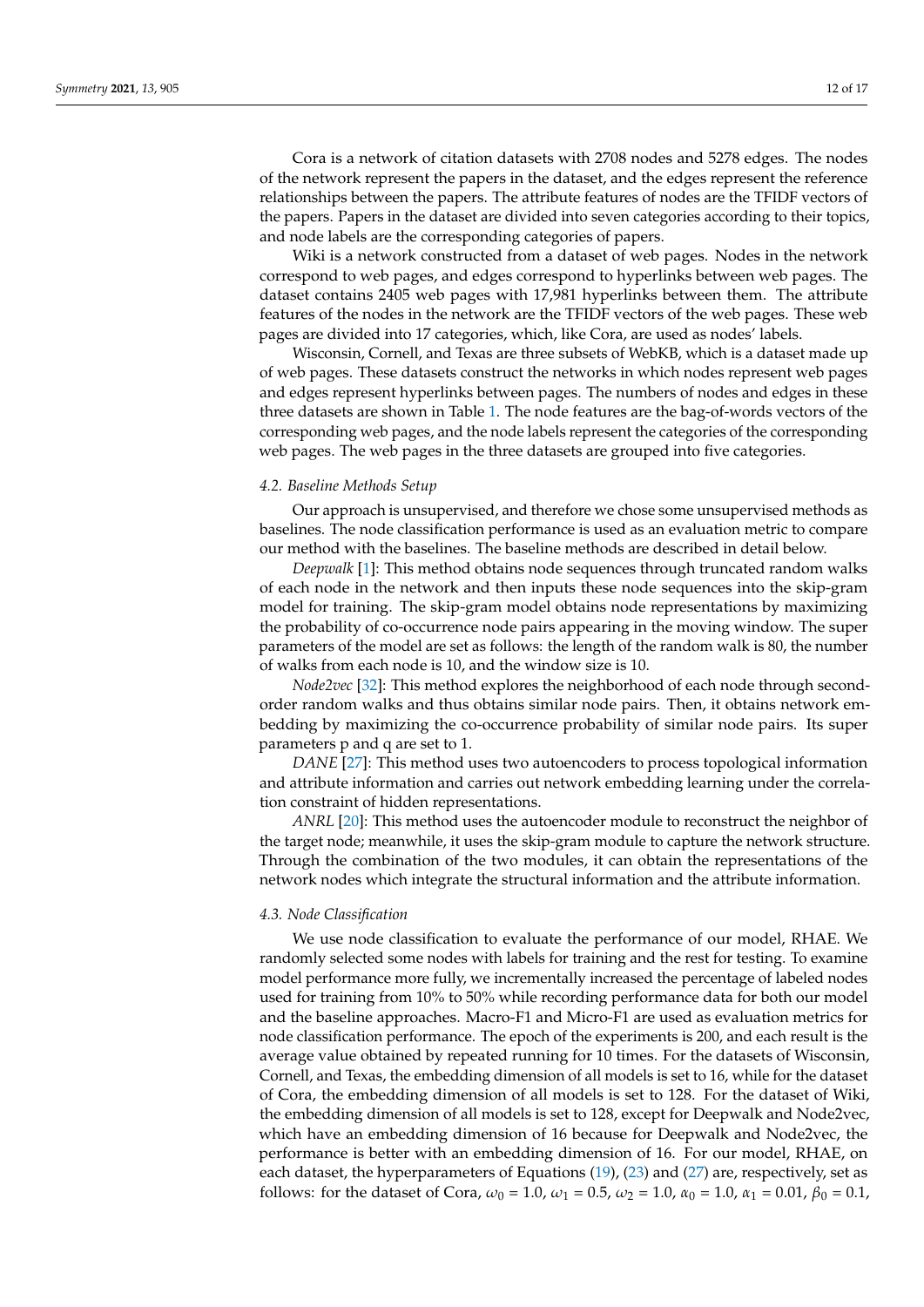Cora is a network of citation datasets with 2708 nodes and 5278 edges. The nodes of the network represent the papers in the dataset, and the edges represent the reference relationships between the papers. The attribute features of nodes are the TFIDF vectors of the papers. Papers in the dataset are divided into seven categories according to their topics, and node labels are the corresponding categories of papers.

Wiki is a network constructed from a dataset of web pages. Nodes in the network correspond to web pages, and edges correspond to hyperlinks between web pages. The dataset contains 2405 web pages with 17,981 hyperlinks between them. The attribute features of the nodes in the network are the TFIDF vectors of the web pages. These web pages are divided into 17 categories, which, like Cora, are used as nodes' labels.

Wisconsin, Cornell, and Texas are three subsets of WebKB, which is a dataset made up of web pages. These datasets construct the networks in which nodes represent web pages and edges represent hyperlinks between pages. The numbers of nodes and edges in these three datasets are shown in Table 1. The node features are the bag-of-words vectors of the corresponding web pages, and the node labels represent the categories of the corresponding web pages. The web pages in the three datasets are grouped into five categories.

### 4.2. Baseline Methods Setup

Our approach is unsupervised, and therefore we chose some unsupervised methods as baselines. The node classification performance is used as an evaluation metric to compare our method with the baselines. The baseline methods are described in detail below.

*Deepwalk* [1]: This method obtains node sequences through truncated random walks of each node in the network and then inputs these node sequences into the skip-gram model for training. The skip-gram model obtains node representations by maximizing the probability of co-occurrence node pairs appearing in the moving window. The super parameters of the model are set as follows: the length of the random walk is 80, the number of walks from each node is 10, and the window size is 10.

*Node2vec* [32]: This method explores the neighborhood of each node through second-order random walks and thus obtains similar node pairs. Then, it obtains network embedding by maximizing the co-occurrence probability of similar node pairs. Its super parameters p and q are set to 1.

*DANE* [27]: This method uses two autoencoders to process topological information and attribute information and carries out network embedding learning under the correlation constraint of hidden representations.

*ANRL* [20]: This method uses the autoencoder module to reconstruct the neighbor of the target node; meanwhile, it uses the skip-gram module to capture the network structure. Through the combination of the two modules, it can obtain the representations of the network nodes which integrate the structural information and the attribute information.

### 4.3. Node Classification

We use node classification to evaluate the performance of our model, RHAE. We randomly selected some nodes with labels for training and the rest for testing. To examine model performance more fully, we incrementally increased the percentage of labeled nodes used for training from 10% to 50% while recording performance data for both our model and the baseline approaches. Macro-F1 and Micro-F1 are used as evaluation metrics for node classification performance. The epoch of the experiments is 200, and each result is the average value obtained by repeated running for 10 times. For the datasets of Wisconsin, Cornell, and Texas, the embedding dimension of all models is set to 16, while for the dataset of Cora, the embedding dimension of all models is set to 128. For the dataset of Wiki, the embedding dimension of all models is set to 128, except for Deepwalk and Node2vec, which have an embedding dimension of 16 because for Deepwalk and Node2vec, the performance is better with an embedding dimension of 16. For our model, RHAE, on each dataset, the hyperparameters of Equations (19), (23) and (27) are, respectively, set as follows: for the dataset of Cora, $\omega_0 = 1.0$, $\omega_1 = 0.5$, $\omega_2 = 1.0$, $\alpha_0 = 1.0$, $\alpha_1 = 0.01$, $\beta_0 = 0.1$,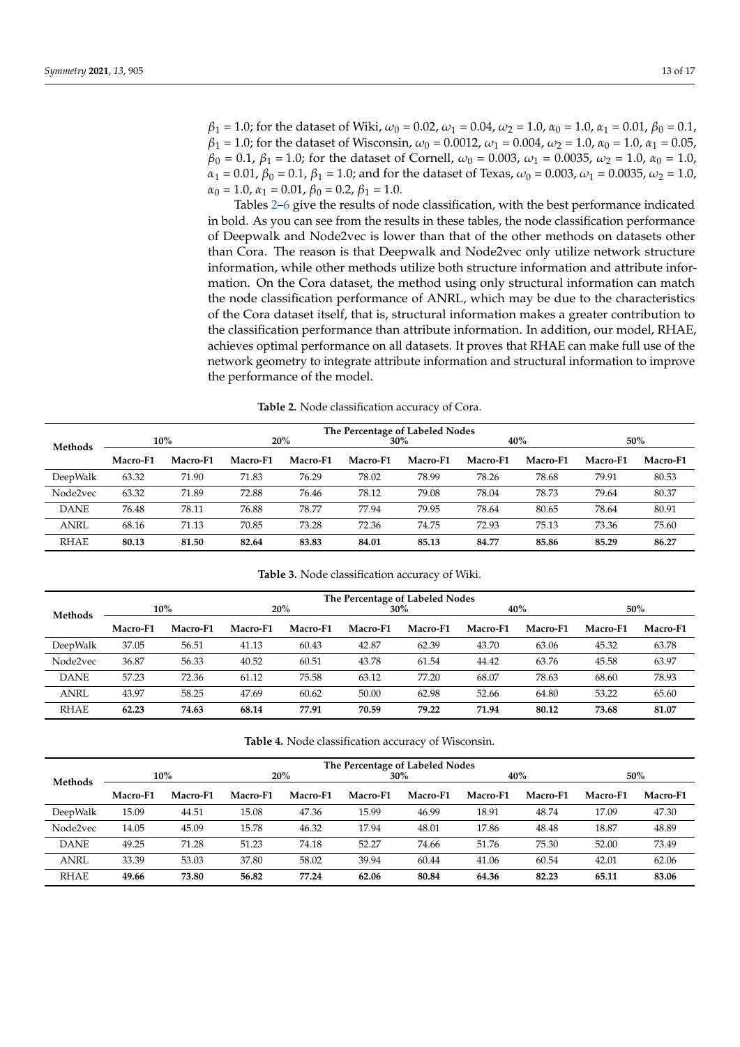$\beta_1$ = 1.0; for the dataset of Wiki, $\omega_0$ = 0.02, $\omega_1$ = 0.04, $\omega_2$ = 1.0, $\alpha_0$ = 1.0, $\alpha_1$ = 0.01, $\beta_0$ = 0.1, $\beta_1$ = 1.0; for the dataset of Wisconsin, $\omega_0$ = 0.0012, $\omega_1$ = 0.004, $\omega_2$ = 1.0, $\alpha_0$ = 1.0, $\alpha_1$ = 0.05, $\beta_0$ = 0.1, $\beta_1$ = 1.0; for the dataset of Cornell, $\omega_0$ = 0.003, $\omega_1$ = 0.0035, $\omega_2$ = 1.0, $\alpha_0$ = 1.0, $\alpha_1$ = 0.01, $\beta_0$ = 0.1, $\beta_1$ = 1.0; and for the dataset of Texas, $\omega_0$ = 0.003, $\omega_1$ = 0.0035, $\omega_2$ = 1.0, $\alpha_0$ = 1.0, $\alpha_1$ = 0.01, $\beta_0$ = 0.2, $\beta_1$ = 1.0.

Tables 2–6 give the results of node classification, with the best performance indicated in bold. As you can see from the results in these tables, the node classification performance of Deepwalk and Node2vec is lower than that of the other methods on datasets other than Cora. The reason is that Deepwalk and Node2vec only utilize network structure information, while other methods utilize both structure information and attribute information. On the Cora dataset, the method using only structural information can match the node classification performance of ANRL, which may be due to the characteristics of the Cora dataset itself, that is, structural information makes a greater contribution to the classification performance than attribute information. In addition, our model, RHAE, achieves optimal performance on all datasets. It proves that RHAE can make full use of the network geometry to integrate attribute information and structural information to improve the performance of the model.

**Table 2.** Node classification accuracy of Cora.

| Methods | The Percentage of Labeled Nodes | | | | | | | | | |
|---|---|---|---|---|---|---|---|---|---|---|
| | 10% | | 20% | | 30% | | 40% | | 50% | |
| | Macro-F1 | Macro-F1 | Macro-F1 | Macro-F1 | Macro-F1 | Macro-F1 | Macro-F1 | Macro-F1 | Macro-F1 | Macro-F1 |
| DeepWalk | 63.32 | 71.90 | 71.83 | 76.29 | 78.02 | 78.99 | 78.26 | 78.68 | 79.91 | 80.53 |
| Node2vec | 63.32 | 71.89 | 72.88 | 76.46 | 78.12 | 79.08 | 78.04 | 78.73 | 79.64 | 80.37 |
| DANE | 76.48 | 78.11 | 76.88 | 78.77 | 77.94 | 79.95 | 78.64 | 80.65 | 78.64 | 80.91 |
| ANRL | 68.16 | 71.13 | 70.85 | 73.28 | 72.36 | 74.75 | 72.93 | 75.13 | 73.36 | 75.60 |
| RHAE | **80.13** | **81.50** | **82.64** | **83.83** | **84.01** | **85.13** | **84.77** | **85.86** | **85.29** | **86.27** |

**Table 3.** Node classification accuracy of Wiki.

| Methods | The Percentage of Labeled Nodes | | | | | | | | | |
|---|---|---|---|---|---|---|---|---|---|---|
| | 10% | | 20% | | 30% | | 40% | | 50% | |
| | Macro-F1 | Macro-F1 | Macro-F1 | Macro-F1 | Macro-F1 | Macro-F1 | Macro-F1 | Macro-F1 | Macro-F1 | Macro-F1 |
| DeepWalk | 37.05 | 56.51 | 41.13 | 60.43 | 42.87 | 62.39 | 43.70 | 63.06 | 45.32 | 63.78 |
| Node2vec | 36.87 | 56.33 | 40.52 | 60.51 | 43.78 | 61.54 | 44.42 | 63.76 | 45.58 | 63.97 |
| DANE | 57.23 | 72.36 | 61.12 | 75.58 | 63.12 | 77.20 | 68.07 | 78.63 | 68.60 | 78.93 |
| ANRL | 43.97 | 58.25 | 47.69 | 60.62 | 50.00 | 62.98 | 52.66 | 64.80 | 53.22 | 65.60 |
| RHAE | **62.23** | **74.63** | **68.14** | **77.91** | **70.59** | **79.22** | **71.94** | **80.12** | **73.68** | **81.07** |

**Table 4.** Node classification accuracy of Wisconsin.

| Methods | The Percentage of Labeled Nodes | | | | | | | | | |
|---|---|---|---|---|---|---|---|---|---|---|
| | 10% | | 20% | | 30% | | 40% | | 50% | |
| | Macro-F1 | Macro-F1 | Macro-F1 | Macro-F1 | Macro-F1 | Macro-F1 | Macro-F1 | Macro-F1 | Macro-F1 | Macro-F1 |
| DeepWalk | 15.09 | 44.51 | 15.08 | 47.36 | 15.99 | 46.99 | 18.91 | 48.74 | 17.09 | 47.30 |
| Node2vec | 14.05 | 45.09 | 15.78 | 46.32 | 17.94 | 48.01 | 17.86 | 48.48 | 18.87 | 48.89 |
| DANE | 49.25 | 71.28 | 51.23 | 74.18 | 52.27 | 74.66 | 51.76 | 75.30 | 52.00 | 73.49 |
| ANRL | 33.39 | 53.03 | 37.80 | 58.02 | 39.94 | 60.44 | 41.06 | 60.54 | 42.01 | 62.06 |
| RHAE | **49.66** | **73.80** | **56.82** | **77.24** | **62.06** | **80.84** | **64.36** | **82.23** | **65.11** | **83.06** |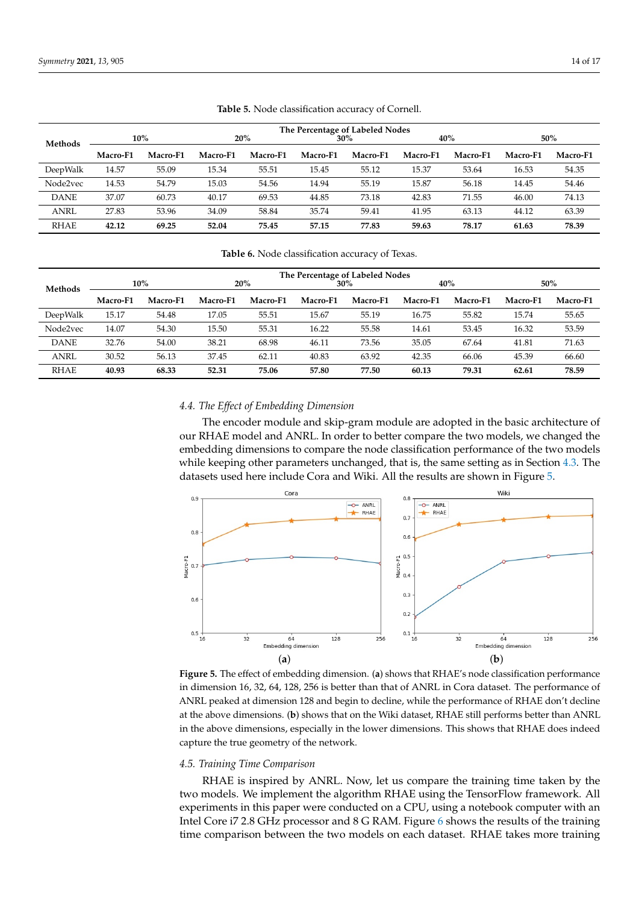**Table 5.** Node classification accuracy of Cornell.

| Methods | The Percentage of Labeled Nodes | | | | | | | | | |
|---|---|---|---|---|---|---|---|---|---|---|
| | 10% | | 20% | | 30% | | 40% | | 50% | |
| | Macro-F1 | Macro-F1 | Macro-F1 | Macro-F1 | Macro-F1 | Macro-F1 | Macro-F1 | Macro-F1 | Macro-F1 | Macro-F1 |
| DeepWalk | 14.57 | 55.09 | 15.34 | 55.51 | 15.45 | 55.12 | 15.37 | 53.64 | 16.53 | 54.35 |
| Node2vec | 14.53 | 54.79 | 15.03 | 54.56 | 14.94 | 55.19 | 15.87 | 56.18 | 14.45 | 54.46 |
| DANE | 37.07 | 60.73 | 40.17 | 69.53 | 44.85 | 73.18 | 42.83 | 71.55 | 46.00 | 74.13 |
| ANRL | 27.83 | 53.96 | 34.09 | 58.84 | 35.74 | 59.41 | 41.95 | 63.13 | 44.12 | 63.39 |
| RHAE | **42.12** | **69.25** | **52.04** | **75.45** | **57.15** | **77.83** | **59.63** | **78.17** | **61.63** | **78.39** |

**Table 6.** Node classification accuracy of Texas.

| Methods | The Percentage of Labeled Nodes | | | | | | | | | |
|---|---|---|---|---|---|---|---|---|---|---|
| | 10% | | 20% | | 30% | | 40% | | 50% | |
| | Macro-F1 | Macro-F1 | Macro-F1 | Macro-F1 | Macro-F1 | Macro-F1 | Macro-F1 | Macro-F1 | Macro-F1 | Macro-F1 |
| DeepWalk | 15.17 | 54.48 | 17.05 | 55.51 | 15.67 | 55.19 | 16.75 | 55.82 | 15.74 | 55.65 |
| Node2vec | 14.07 | 54.30 | 15.50 | 55.31 | 16.22 | 55.58 | 14.61 | 53.45 | 16.32 | 53.59 |
| DANE | 32.76 | 54.00 | 38.21 | 68.98 | 46.11 | 73.56 | 35.05 | 67.64 | 41.81 | 71.63 |
| ANRL | 30.52 | 56.13 | 37.45 | 62.11 | 40.83 | 63.92 | 42.35 | 66.06 | 45.39 | 66.60 |
| RHAE | **40.93** | **68.33** | **52.31** | **75.06** | **57.80** | **77.50** | **60.13** | **79.31** | **62.61** | **78.59** |

### *4.4. The Effect of Embedding Dimension*

The encoder module and skip-gram module are adopted in the basic architecture of our RHAE model and ANRL. In order to better compare the two models, we changed the embedding dimensions to compare the node classification performance of the two models while keeping other parameters unchanged, that is, the same setting as in Section 4.3. The datasets used here include Cora and Wiki. All the results are shown in Figure 5.

(**a**) (**b**)

**Figure 5.** The effect of embedding dimension. (**a**) shows that RHAE's node classification performance in dimension 16, 32, 64, 128, 256 is better than that of ANRL in Cora dataset. The performance of ANRL peaked at dimension 128 and begin to decline, while the performance of RHAE don't decline at the above dimensions. (**b**) shows that on the Wiki dataset, RHAE still performs better than ANRL in the above dimensions, especially in the lower dimensions. This shows that RHAE does indeed capture the true geometry of the network.

### *4.5. Training Time Comparison*

RHAE is inspired by ANRL. Now, let us compare the training time taken by the two models. We implement the algorithm RHAE using the TensorFlow framework. All experiments in this paper were conducted on a CPU, using a notebook computer with an Intel Core i7 2.8 GHz processor and 8 G RAM. Figure 6 shows the results of the training time comparison between the two models on each dataset. RHAE takes more training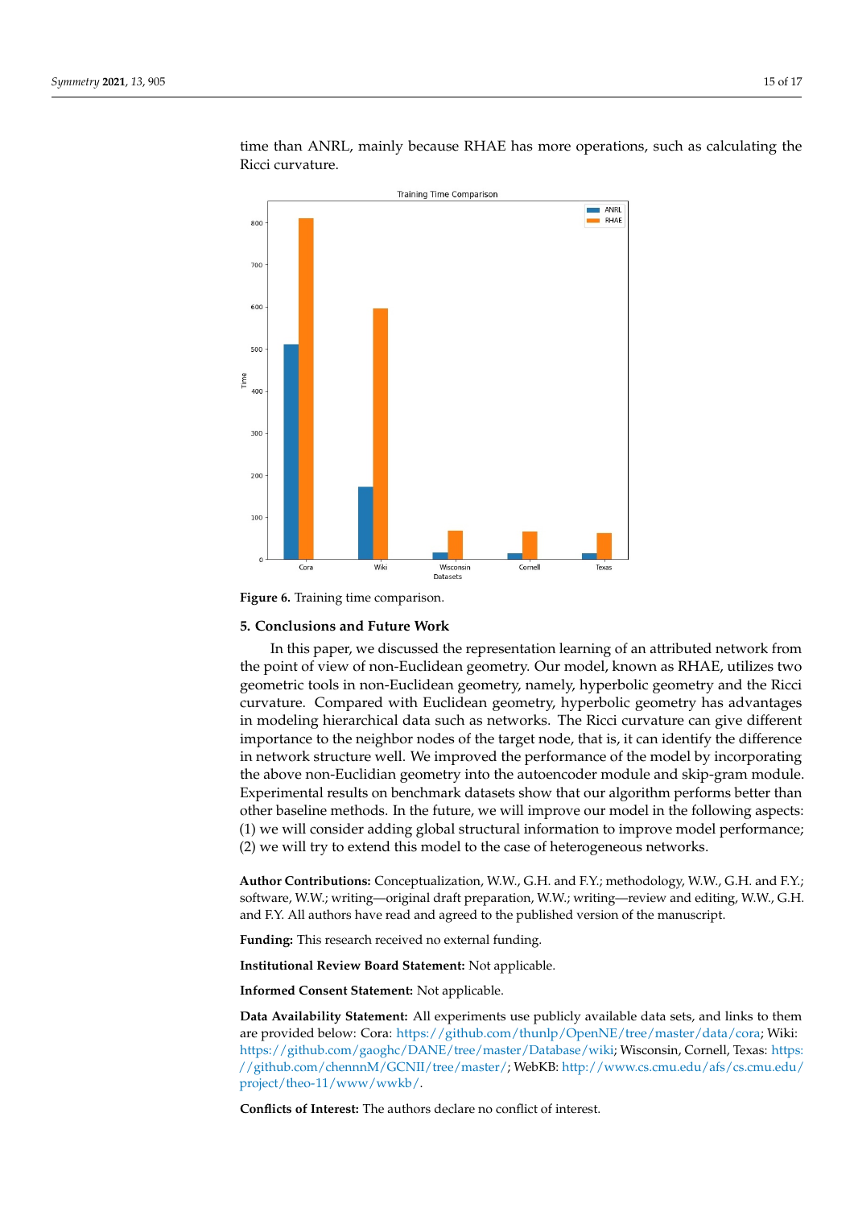time than ANRL, mainly because RHAE has more operations, such as calculating the Ricci curvature.

**Figure 6.** Training time comparison.

## 5. Conclusions and Future Work

In this paper, we discussed the representation learning of an attributed network from the point of view of non-Euclidean geometry. Our model, known as RHAE, utilizes two geometric tools in non-Euclidean geometry, namely, hyperbolic geometry and the Ricci curvature. Compared with Euclidean geometry, hyperbolic geometry has advantages in modeling hierarchical data such as networks. The Ricci curvature can give different importance to the neighbor nodes of the target node, that is, it can identify the difference in network structure well. We improved the performance of the model by incorporating the above non-Euclidian geometry into the autoencoder module and skip-gram module. Experimental results on benchmark datasets show that our algorithm performs better than other baseline methods. In the future, we will improve our model in the following aspects: (1) we will consider adding global structural information to improve model performance; (2) we will try to extend this model to the case of heterogeneous networks.

**Author Contributions:** Conceptualization, W.W., G.H. and F.Y.; methodology, W.W., G.H. and F.Y.; software, W.W.; writing—original draft preparation, W.W.; writing—review and editing, W.W., G.H. and F.Y. All authors have read and agreed to the published version of the manuscript.

**Funding:** This research received no external funding.

**Institutional Review Board Statement:** Not applicable.

**Informed Consent Statement:** Not applicable.

**Data Availability Statement:** All experiments use publicly available data sets, and links to them are provided below: Cora: https://github.com/thunlp/OpenNE/tree/master/data/cora; Wiki: https://github.com/gaoghc/DANE/tree/master/Database/wiki; Wisconsin, Cornell, Texas: https://github.com/chennnM/GCNII/tree/master/; WebKB: http://www.cs.cmu.edu/afs/cs.cmu.edu/project/theo-11/www/wwkb/.

**Conflicts of Interest:** The authors declare no conflict of interest.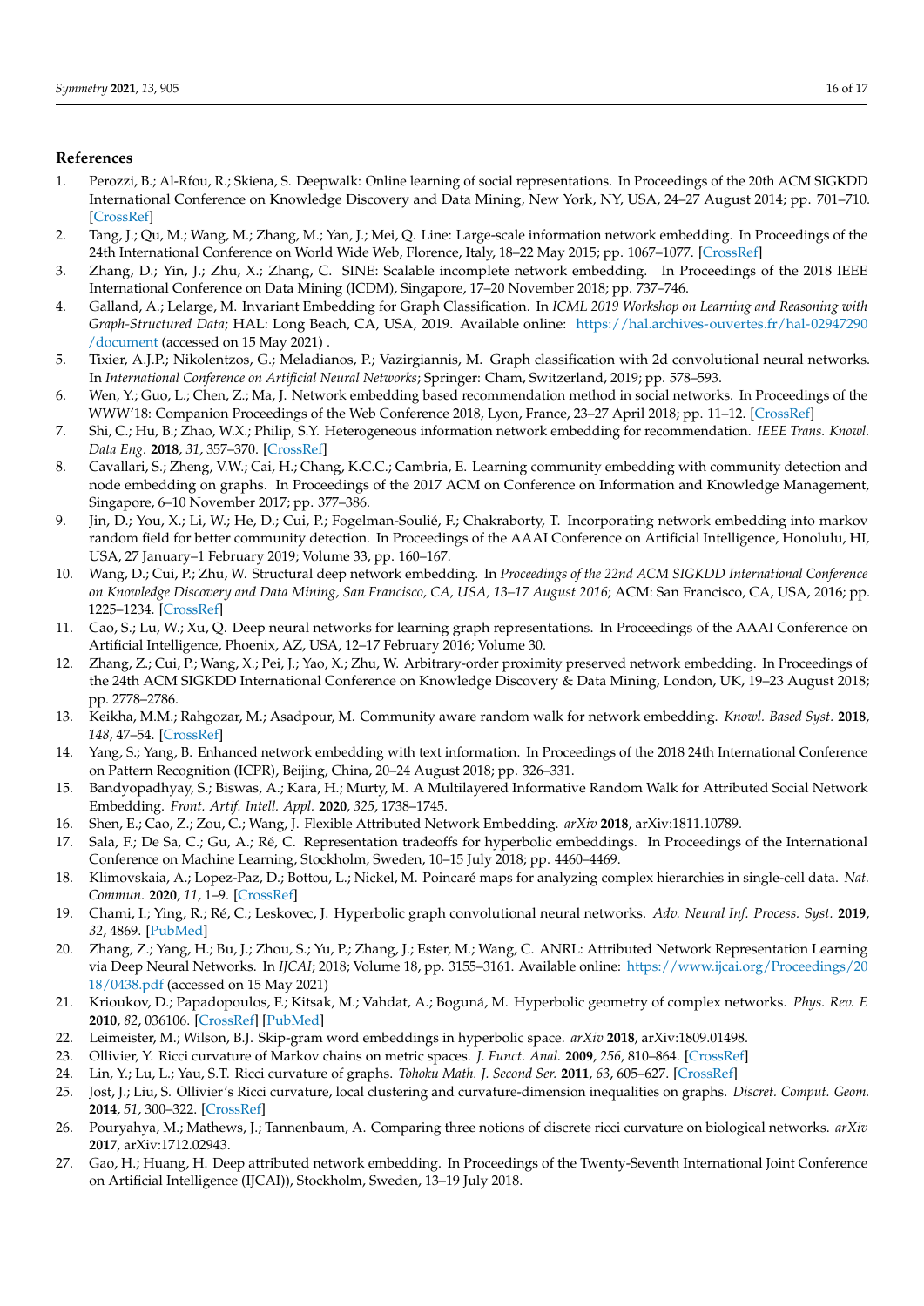## References

1. Perozzi, B.; Al-Rfou, R.; Skiena, S. Deepwalk: Online learning of social representations. In Proceedings of the 20th ACM SIGKDD International Conference on Knowledge Discovery and Data Mining, New York, NY, USA, 24–27 August 2014; pp. 701–710. [CrossRef]
2. Tang, J.; Qu, M.; Wang, M.; Zhang, M.; Yan, J.; Mei, Q. Line: Large-scale information network embedding. In Proceedings of the 24th International Conference on World Wide Web, Florence, Italy, 18–22 May 2015; pp. 1067–1077. [CrossRef]
3. Zhang, D.; Yin, J.; Zhu, X.; Zhang, C. SINE: Scalable incomplete network embedding. In Proceedings of the 2018 IEEE International Conference on Data Mining (ICDM), Singapore, 17–20 November 2018; pp. 737–746.
4. Galland, A.; Lelarge, M. Invariant Embedding for Graph Classification. In *ICML 2019 Workshop on Learning and Reasoning with Graph-Structured Data*; HAL: Long Beach, CA, USA, 2019. Available online: https://hal.archives-ouvertes.fr/hal-02947290/document (accessed on 15 May 2021) .
5. Tixier, A.J.P.; Nikolentzos, G.; Meladianos, P.; Vazirgiannis, M. Graph classification with 2d convolutional neural networks. In *International Conference on Artificial Neural Networks*; Springer: Cham, Switzerland, 2019; pp. 578–593.
6. Wen, Y.; Guo, L.; Chen, Z.; Ma, J. Network embedding based recommendation method in social networks. In Proceedings of the WWW'18: Companion Proceedings of the Web Conference 2018, Lyon, France, 23–27 April 2018; pp. 11–12. [CrossRef]
7. Shi, C.; Hu, B.; Zhao, W.X.; Philip, S.Y. Heterogeneous information network embedding for recommendation. *IEEE Trans. Knowl. Data Eng.* **2018**, *31*, 357–370. [CrossRef]
8. Cavallari, S.; Zheng, V.W.; Cai, H.; Chang, K.C.C.; Cambria, E. Learning community embedding with community detection and node embedding on graphs. In Proceedings of the 2017 ACM on Conference on Information and Knowledge Management, Singapore, 6–10 November 2017; pp. 377–386.
9. Jin, D.; You, X.; Li, W.; He, D.; Cui, P.; Fogelman-Soulié, F.; Chakraborty, T. Incorporating network embedding into markov random field for better community detection. In Proceedings of the AAAI Conference on Artificial Intelligence, Honolulu, HI, USA, 27 January–1 February 2019; Volume 33, pp. 160–167.
10. Wang, D.; Cui, P.; Zhu, W. Structural deep network embedding. In *Proceedings of the 22nd ACM SIGKDD International Conference on Knowledge Discovery and Data Mining, San Francisco, CA, USA, 13–17 August 2016*; ACM: San Francisco, CA, USA, 2016; pp. 1225–1234. [CrossRef]
11. Cao, S.; Lu, W.; Xu, Q. Deep neural networks for learning graph representations. In Proceedings of the AAAI Conference on Artificial Intelligence, Phoenix, AZ, USA, 12–17 February 2016; Volume 30.
12. Zhang, Z.; Cui, P.; Wang, X.; Pei, J.; Yao, X.; Zhu, W. Arbitrary-order proximity preserved network embedding. In Proceedings of the 24th ACM SIGKDD International Conference on Knowledge Discovery & Data Mining, London, UK, 19–23 August 2018; pp. 2778–2786.
13. Keikha, M.M.; Rahgozar, M.; Asadpour, M. Community aware random walk for network embedding. *Knowl. Based Syst.* **2018**, *148*, 47–54. [CrossRef]
14. Yang, S.; Yang, B. Enhanced network embedding with text information. In Proceedings of the 2018 24th International Conference on Pattern Recognition (ICPR), Beijing, China, 20–24 August 2018; pp. 326–331.
15. Bandyopadhyay, S.; Biswas, A.; Kara, H.; Murty, M. A Multilayered Informative Random Walk for Attributed Social Network Embedding. *Front. Artif. Intell. Appl.* **2020**, *325*, 1738–1745.
16. Shen, E.; Cao, Z.; Zou, C.; Wang, J. Flexible Attributed Network Embedding. *arXiv* **2018**, arXiv:1811.10789.
17. Sala, F.; De Sa, C.; Gu, A.; Ré, C. Representation tradeoffs for hyperbolic embeddings. In Proceedings of the International Conference on Machine Learning, Stockholm, Sweden, 10–15 July 2018; pp. 4460–4469.
18. Klimovskaia, A.; Lopez-Paz, D.; Bottou, L.; Nickel, M. Poincaré maps for analyzing complex hierarchies in single-cell data. *Nat. Commun.* **2020**, *11*, 1–9. [CrossRef]
19. Chami, I.; Ying, R.; Ré, C.; Leskovec, J. Hyperbolic graph convolutional neural networks. *Adv. Neural Inf. Process. Syst.* **2019**, *32*, 4869. [PubMed]
20. Zhang, Z.; Yang, H.; Bu, J.; Zhou, S.; Yu, P.; Zhang, J.; Ester, M.; Wang, C. ANRL: Attributed Network Representation Learning via Deep Neural Networks. In *IJCAI*; 2018; Volume 18, pp. 3155–3161. Available online: https://www.ijcai.org/Proceedings/2018/0438.pdf (accessed on 15 May 2021)
21. Krioukov, D.; Papadopoulos, F.; Kitsak, M.; Vahdat, A.; Boguná, M. Hyperbolic geometry of complex networks. *Phys. Rev. E* **2010**, *82*, 036106. [CrossRef] [PubMed]
22. Leimeister, M.; Wilson, B.J. Skip-gram word embeddings in hyperbolic space. *arXiv* **2018**, arXiv:1809.01498.
23. Ollivier, Y. Ricci curvature of Markov chains on metric spaces. *J. Funct. Anal.* **2009**, *256*, 810–864. [CrossRef]
24. Lin, Y.; Lu, L.; Yau, S.T. Ricci curvature of graphs. *Tohoku Math. J. Second Ser.* **2011**, *63*, 605–627. [CrossRef]
25. Jost, J.; Liu, S. Ollivier's Ricci curvature, local clustering and curvature-dimension inequalities on graphs. *Discret. Comput. Geom.* **2014**, *51*, 300–322. [CrossRef]
26. Pouryahya, M.; Mathews, J.; Tannenbaum, A. Comparing three notions of discrete ricci curvature on biological networks. *arXiv* **2017**, arXiv:1712.02943.
27. Gao, H.; Huang, H. Deep attributed network embedding. In Proceedings of the Twenty-Seventh International Joint Conference on Artificial Intelligence (IJCAI)), Stockholm, Sweden, 13–19 July 2018.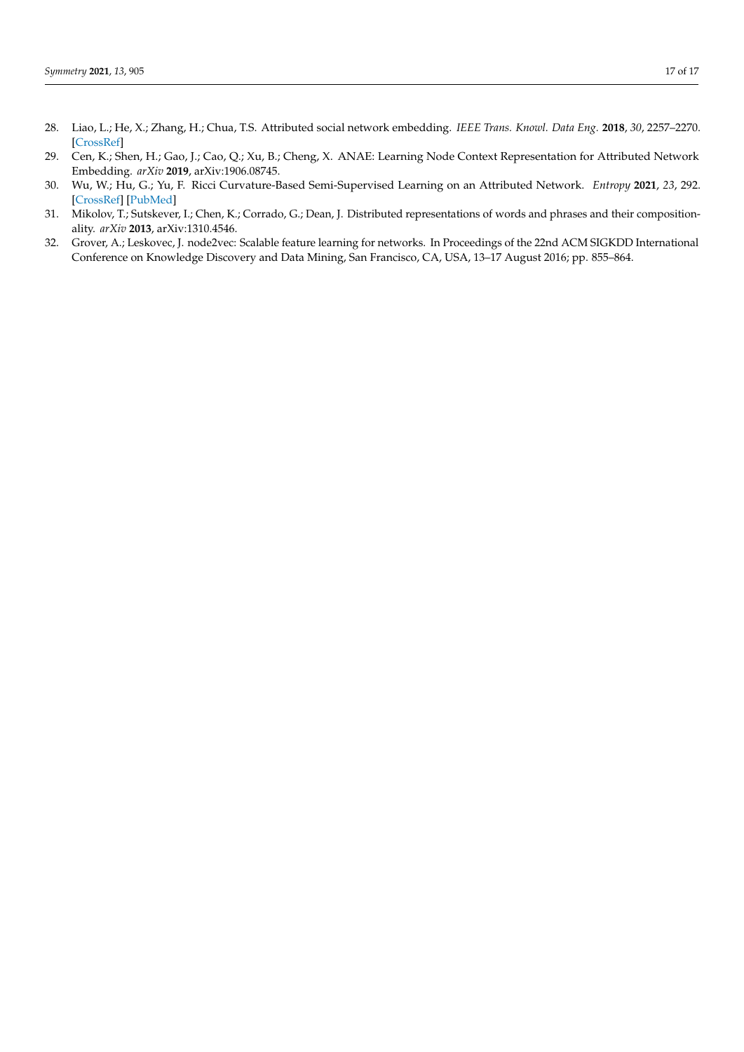28. Liao, L.; He, X.; Zhang, H.; Chua, T.S. Attributed social network embedding. *IEEE Trans. Knowl. Data Eng.* **2018**, *30*, 2257–2270. [CrossRef]
29. Cen, K.; Shen, H.; Gao, J.; Cao, Q.; Xu, B.; Cheng, X. ANAE: Learning Node Context Representation for Attributed Network Embedding. *arXiv* **2019**, arXiv:1906.08745.
30. Wu, W.; Hu, G.; Yu, F. Ricci Curvature-Based Semi-Supervised Learning on an Attributed Network. *Entropy* **2021**, *23*, 292. [CrossRef] [PubMed]
31. Mikolov, T.; Sutskever, I.; Chen, K.; Corrado, G.; Dean, J. Distributed representations of words and phrases and their compositionality. *arXiv* **2013**, arXiv:1310.4546.
32. Grover, A.; Leskovec, J. node2vec: Scalable feature learning for networks. In Proceedings of the 22nd ACM SIGKDD International Conference on Knowledge Discovery and Data Mining, San Francisco, CA, USA, 13–17 August 2016; pp. 855–864.